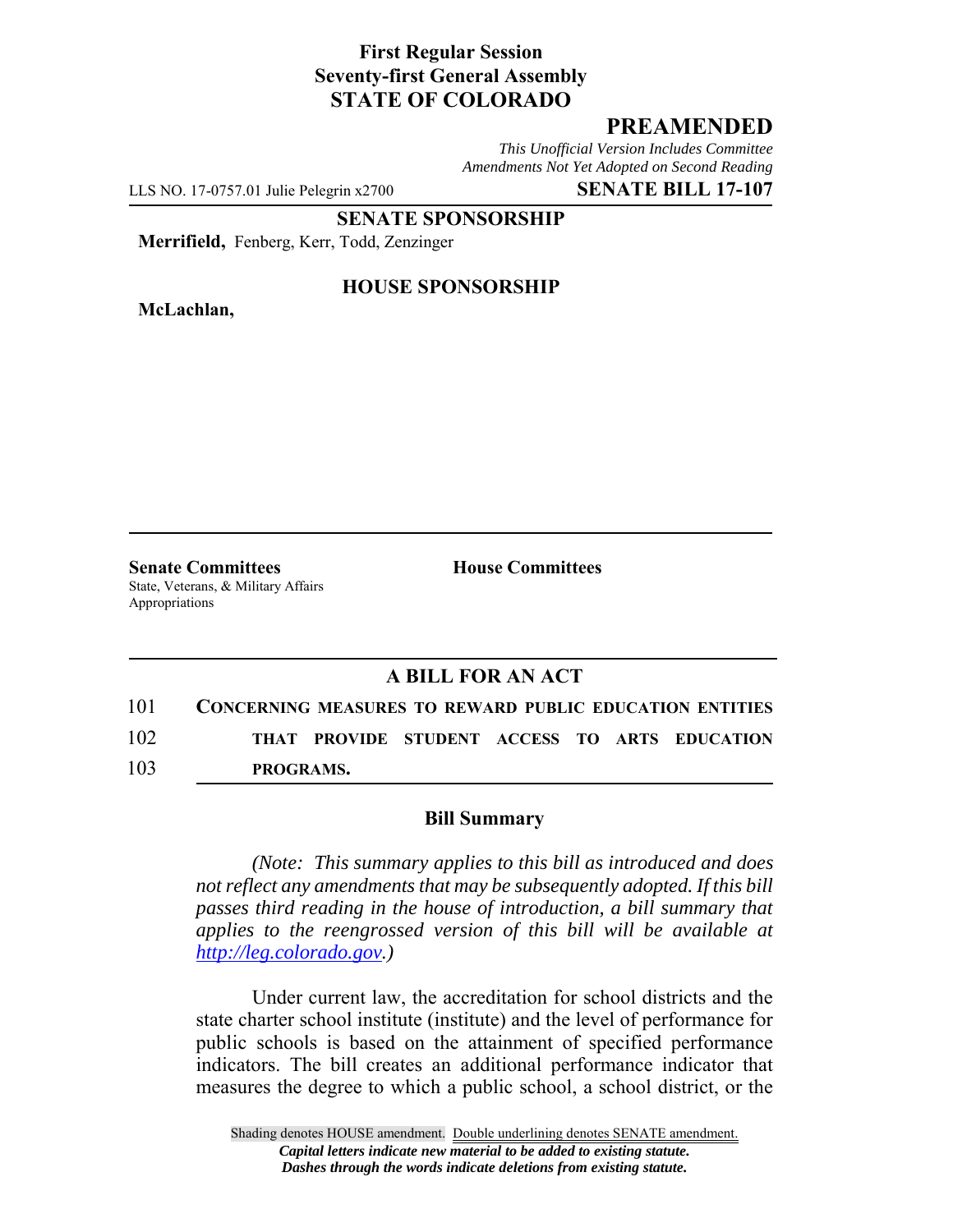**First Regular Session**
**Seventy-first General Assembly**
**STATE OF COLORADO**

# PREAMENDED

*This Unofficial Version Includes Committee Amendments Not Yet Adopted on Second Reading*

LLS NO. 17-0757.01 Julie Pelegrin x2700 **SENATE BILL 17-107**

**SENATE SPONSORSHIP**

**Merrifield,** Fenberg, Kerr, Todd, Zenzinger

**HOUSE SPONSORSHIP**

**McLachlan,**

**Senate Committees**
State, Veterans, & Military Affairs
Appropriations

**House Committees**

## A BILL FOR AN ACT

101 **CONCERNING MEASURES TO REWARD PUBLIC EDUCATION ENTITIES**
102 **THAT PROVIDE STUDENT ACCESS TO ARTS EDUCATION**
103 **PROGRAMS.**

### Bill Summary

*(Note: This summary applies to this bill as introduced and does not reflect any amendments that may be subsequently adopted. If this bill passes third reading in the house of introduction, a bill summary that applies to the reengrossed version of this bill will be available at http://leg.colorado.gov.)*

Under current law, the accreditation for school districts and the state charter school institute (institute) and the level of performance for public schools is based on the attainment of specified performance indicators. The bill creates an additional performance indicator that measures the degree to which a public school, a school district, or the

Shading denotes HOUSE amendment. Double underlining denotes SENATE amendment.
*Capital letters indicate new material to be added to existing statute.*
*Dashes through the words indicate deletions from existing statute.*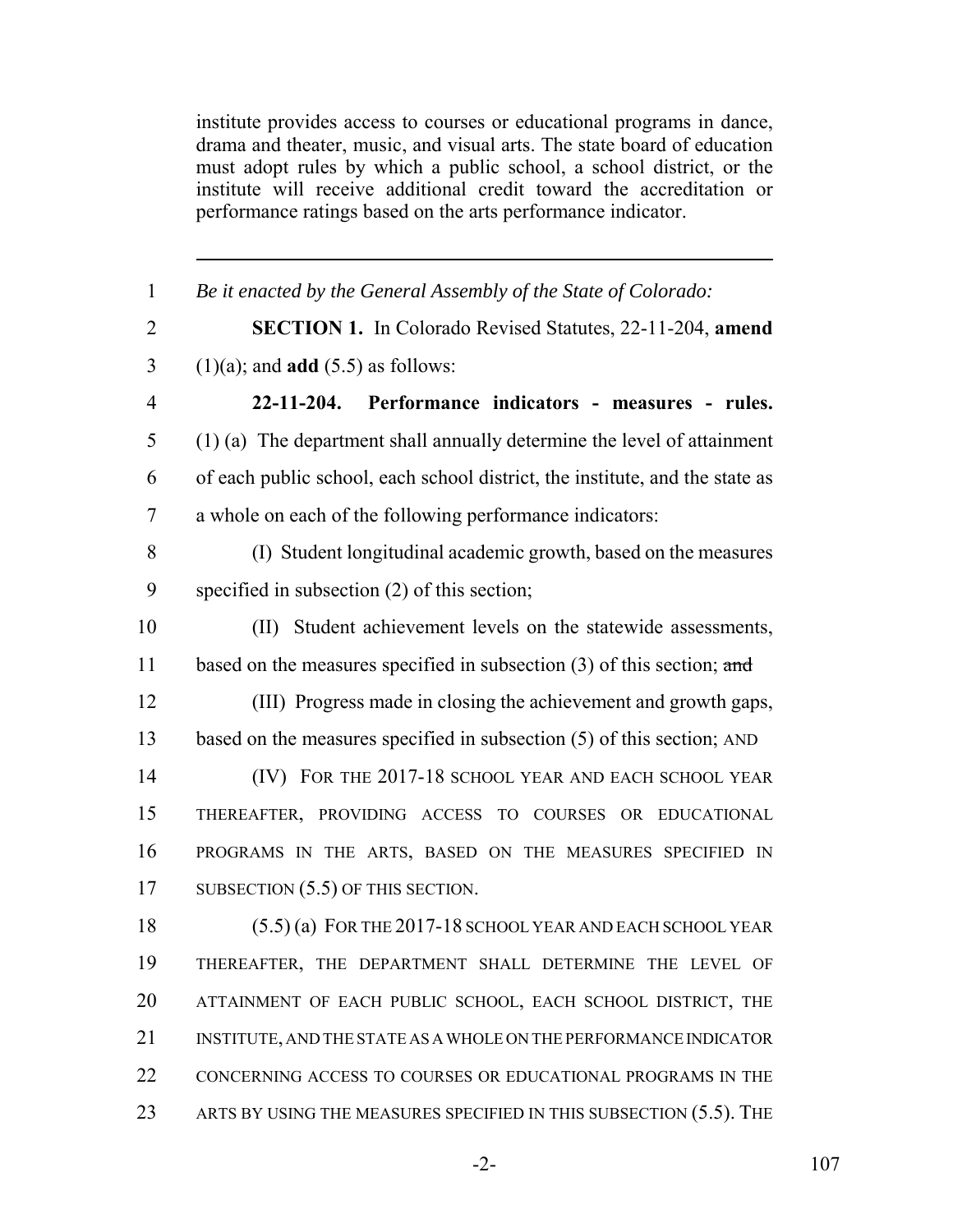institute provides access to courses or educational programs in dance, drama and theater, music, and visual arts. The state board of education must adopt rules by which a public school, a school district, or the institute will receive additional credit toward the accreditation or performance ratings based on the arts performance indicator.

---

*Be it enacted by the General Assembly of the State of Colorado:*

**SECTION 1.** In Colorado Revised Statutes, 22-11-204, **amend** (1)(a); and **add** (5.5) as follows:

**22-11-204. Performance indicators - measures - rules.** (1) (a) The department shall annually determine the level of attainment of each public school, each school district, the institute, and the state as a whole on each of the following performance indicators:

(I) Student longitudinal academic growth, based on the measures specified in subsection (2) of this section;

(II) Student achievement levels on the statewide assessments, based on the measures specified in subsection (3) of this section; ~~and~~

(III) Progress made in closing the achievement and growth gaps, based on the measures specified in subsection (5) of this section; AND

(IV) FOR THE 2017-18 SCHOOL YEAR AND EACH SCHOOL YEAR THEREAFTER, PROVIDING ACCESS TO COURSES OR EDUCATIONAL PROGRAMS IN THE ARTS, BASED ON THE MEASURES SPECIFIED IN SUBSECTION (5.5) OF THIS SECTION.

(5.5) (a) FOR THE 2017-18 SCHOOL YEAR AND EACH SCHOOL YEAR THEREAFTER, THE DEPARTMENT SHALL DETERMINE THE LEVEL OF ATTAINMENT OF EACH PUBLIC SCHOOL, EACH SCHOOL DISTRICT, THE INSTITUTE, AND THE STATE AS A WHOLE ON THE PERFORMANCE INDICATOR CONCERNING ACCESS TO COURSES OR EDUCATIONAL PROGRAMS IN THE ARTS BY USING THE MEASURES SPECIFIED IN THIS SUBSECTION (5.5). THE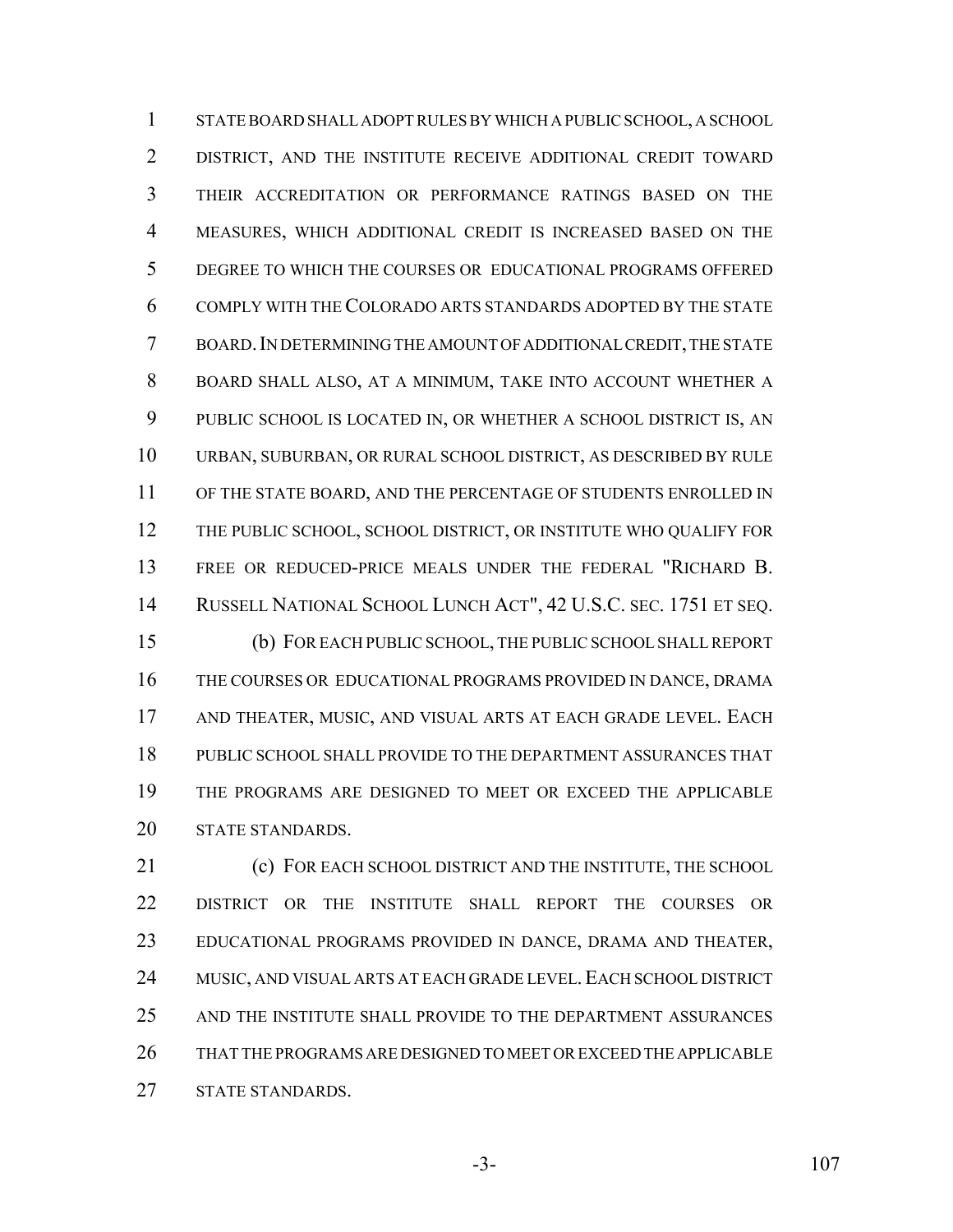STATE BOARD SHALL ADOPT RULES BY WHICH A PUBLIC SCHOOL, A SCHOOL DISTRICT, AND THE INSTITUTE RECEIVE ADDITIONAL CREDIT TOWARD THEIR ACCREDITATION OR PERFORMANCE RATINGS BASED ON THE MEASURES, WHICH ADDITIONAL CREDIT IS INCREASED BASED ON THE DEGREE TO WHICH THE COURSES OR EDUCATIONAL PROGRAMS OFFERED COMPLY WITH THE COLORADO ARTS STANDARDS ADOPTED BY THE STATE BOARD. IN DETERMINING THE AMOUNT OF ADDITIONAL CREDIT, THE STATE BOARD SHALL ALSO, AT A MINIMUM, TAKE INTO ACCOUNT WHETHER A PUBLIC SCHOOL IS LOCATED IN, OR WHETHER A SCHOOL DISTRICT IS, AN URBAN, SUBURBAN, OR RURAL SCHOOL DISTRICT, AS DESCRIBED BY RULE OF THE STATE BOARD, AND THE PERCENTAGE OF STUDENTS ENROLLED IN THE PUBLIC SCHOOL, SCHOOL DISTRICT, OR INSTITUTE WHO QUALIFY FOR FREE OR REDUCED-PRICE MEALS UNDER THE FEDERAL "RICHARD B. RUSSELL NATIONAL SCHOOL LUNCH ACT", 42 U.S.C. SEC. 1751 ET SEQ.

(b) FOR EACH PUBLIC SCHOOL, THE PUBLIC SCHOOL SHALL REPORT THE COURSES OR EDUCATIONAL PROGRAMS PROVIDED IN DANCE, DRAMA AND THEATER, MUSIC, AND VISUAL ARTS AT EACH GRADE LEVEL. EACH PUBLIC SCHOOL SHALL PROVIDE TO THE DEPARTMENT ASSURANCES THAT THE PROGRAMS ARE DESIGNED TO MEET OR EXCEED THE APPLICABLE STATE STANDARDS.

(c) FOR EACH SCHOOL DISTRICT AND THE INSTITUTE, THE SCHOOL DISTRICT OR THE INSTITUTE SHALL REPORT THE COURSES OR EDUCATIONAL PROGRAMS PROVIDED IN DANCE, DRAMA AND THEATER, MUSIC, AND VISUAL ARTS AT EACH GRADE LEVEL. EACH SCHOOL DISTRICT AND THE INSTITUTE SHALL PROVIDE TO THE DEPARTMENT ASSURANCES THAT THE PROGRAMS ARE DESIGNED TO MEET OR EXCEED THE APPLICABLE STATE STANDARDS.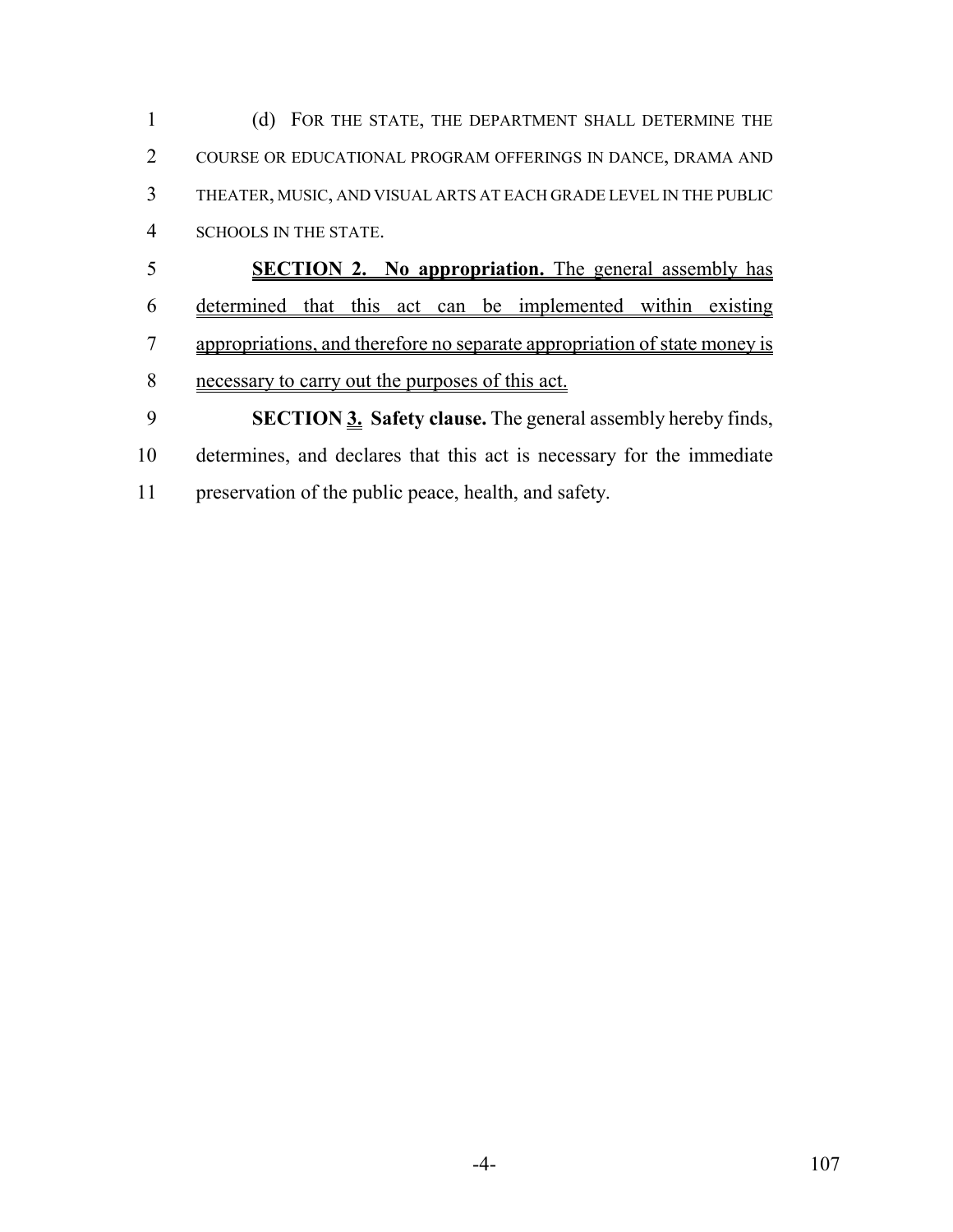(d) FOR THE STATE, THE DEPARTMENT SHALL DETERMINE THE COURSE OR EDUCATIONAL PROGRAM OFFERINGS IN DANCE, DRAMA AND THEATER, MUSIC, AND VISUAL ARTS AT EACH GRADE LEVEL IN THE PUBLIC SCHOOLS IN THE STATE.

**SECTION 2. No appropriation.** The general assembly has determined that this act can be implemented within existing appropriations, and therefore no separate appropriation of state money is necessary to carry out the purposes of this act.

**SECTION 3. Safety clause.** The general assembly hereby finds, determines, and declares that this act is necessary for the immediate preservation of the public peace, health, and safety.